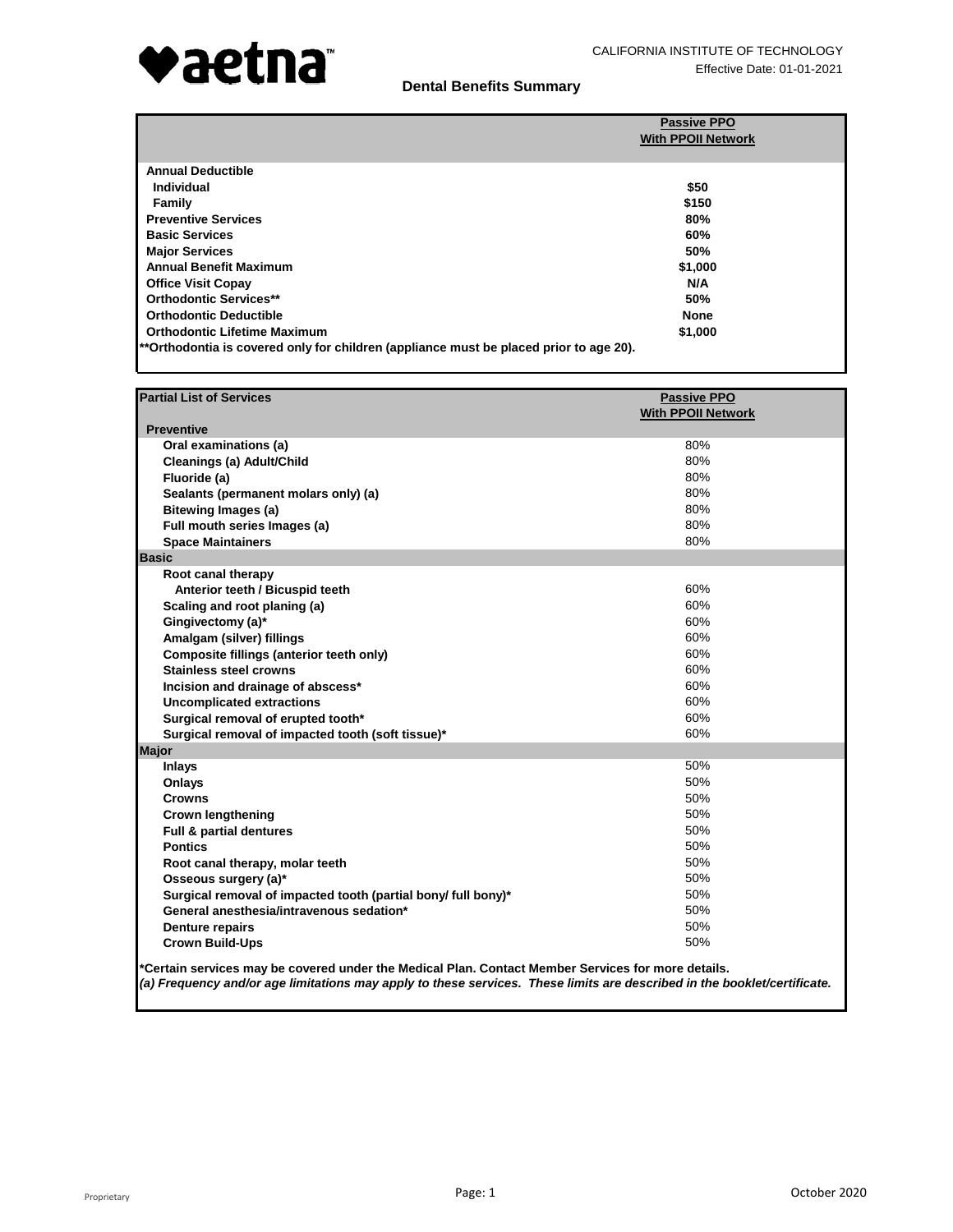aetna™

CALIFORNIA INSTITUTE OF TECHNOLOGY

Effective Date: 01-01-2021

## Dental Benefits Summary

| | Passive PPO With PPOII Network |
|---|---|
| **Annual Deductible** | |
| **Individual** | **$50** |
| **Family** | **$150** |
| **Preventive Services** | **80%** |
| **Basic Services** | **60%** |
| **Major Services** | **50%** |
| **Annual Benefit Maximum** | **$1,000** |
| **Office Visit Copay** | **N/A** |
| **Orthodontic Services**** | **50%** |
| **Orthodontic Deductible** | **None** |
| **Orthodontic Lifetime Maximum** | **$1,000** |

****Orthodontia is covered only for children (appliance must be placed prior to age 20).**

| Partial List of Services | Passive PPO With PPOII Network |
|---|---|
| **Preventive** | |
| Oral examinations (a) | 80% |
| Cleanings (a) Adult/Child | 80% |
| Fluoride (a) | 80% |
| Sealants (permanent molars only) (a) | 80% |
| Bitewing Images (a) | 80% |
| Full mouth series Images (a) | 80% |
| Space Maintainers | 80% |
| **Basic** | |
| Root canal therapy | |
| Anterior teeth / Bicuspid teeth | 60% |
| Scaling and root planing (a) | 60% |
| Gingivectomy (a)* | 60% |
| Amalgam (silver) fillings | 60% |
| Composite fillings (anterior teeth only) | 60% |
| Stainless steel crowns | 60% |
| Incision and drainage of abscess* | 60% |
| Uncomplicated extractions | 60% |
| Surgical removal of erupted tooth* | 60% |
| Surgical removal of impacted tooth (soft tissue)* | 60% |
| **Major** | |
| Inlays | 50% |
| Onlays | 50% |
| Crowns | 50% |
| Crown lengthening | 50% |
| Full & partial dentures | 50% |
| Pontics | 50% |
| Root canal therapy, molar teeth | 50% |
| Osseous surgery (a)* | 50% |
| Surgical removal of impacted tooth (partial bony/ full bony)* | 50% |
| General anesthesia/intravenous sedation* | 50% |
| Denture repairs | 50% |
| Crown Build-Ups | 50% |

***Certain services may be covered under the Medical Plan. Contact Member Services for more details.**

***(a) Frequency and/or age limitations may apply to these services. These limits are described in the booklet/certificate.***

Proprietary

October 2020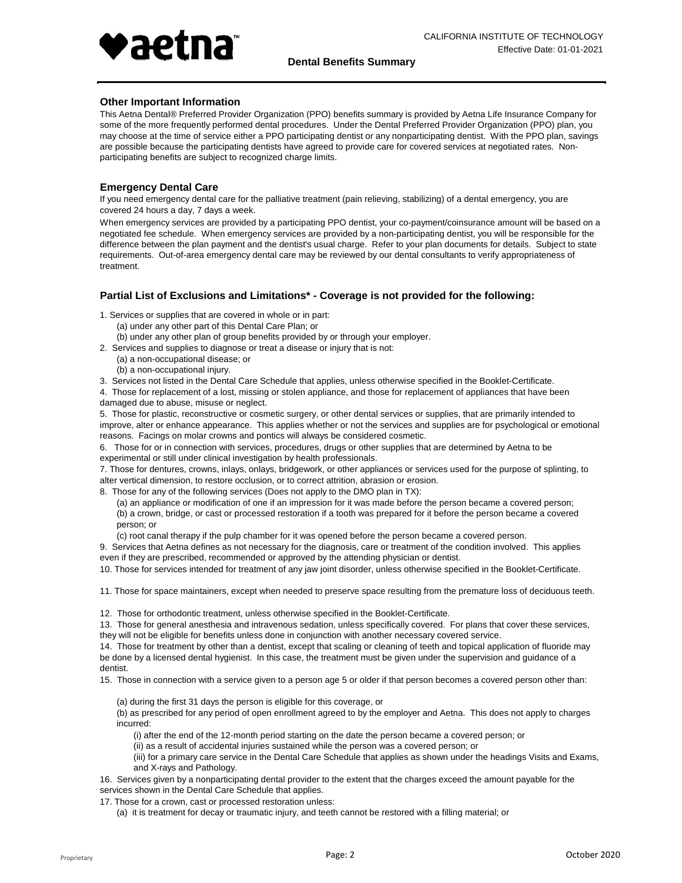## Other Important Information

This Aetna Dental® Preferred Provider Organization (PPO) benefits summary is provided by Aetna Life Insurance Company for some of the more frequently performed dental procedures. Under the Dental Preferred Provider Organization (PPO) plan, you may choose at the time of service either a PPO participating dentist or any nonparticipating dentist. With the PPO plan, savings are possible because the participating dentists have agreed to provide care for covered services at negotiated rates. Non-participating benefits are subject to recognized charge limits.

## Emergency Dental Care

If you need emergency dental care for the palliative treatment (pain relieving, stabilizing) of a dental emergency, you are covered 24 hours a day, 7 days a week.

When emergency services are provided by a participating PPO dentist, your co-payment/coinsurance amount will be based on a negotiated fee schedule. When emergency services are provided by a non-participating dentist, you will be responsible for the difference between the plan payment and the dentist's usual charge. Refer to your plan documents for details. Subject to state requirements. Out-of-area emergency dental care may be reviewed by our dental consultants to verify appropriateness of treatment.

## Partial List of Exclusions and Limitations* - Coverage is not provided for the following:

1. Services or supplies that are covered in whole or in part:
   (a) under any other part of this Dental Care Plan; or
   (b) under any other plan of group benefits provided by or through your employer.
2. Services and supplies to diagnose or treat a disease or injury that is not:
   (a) a non-occupational disease; or
   (b) a non-occupational injury.
3. Services not listed in the Dental Care Schedule that applies, unless otherwise specified in the Booklet-Certificate.
4. Those for replacement of a lost, missing or stolen appliance, and those for replacement of appliances that have been damaged due to abuse, misuse or neglect.
5. Those for plastic, reconstructive or cosmetic surgery, or other dental services or supplies, that are primarily intended to improve, alter or enhance appearance. This applies whether or not the services and supplies are for psychological or emotional reasons. Facings on molar crowns and pontics will always be considered cosmetic.
6. Those for or in connection with services, procedures, drugs or other supplies that are determined by Aetna to be experimental or still under clinical investigation by health professionals.
7. Those for dentures, crowns, inlays, onlays, bridgework, or other appliances or services used for the purpose of splinting, to alter vertical dimension, to restore occlusion, or to correct attrition, abrasion or erosion.
8. Those for any of the following services (Does not apply to the DMO plan in TX):
   (a) an appliance or modification of one if an impression for it was made before the person became a covered person;
   (b) a crown, bridge, or cast or processed restoration if a tooth was prepared for it before the person became a covered person; or
   (c) root canal therapy if the pulp chamber for it was opened before the person became a covered person.
9. Services that Aetna defines as not necessary for the diagnosis, care or treatment of the condition involved. This applies even if they are prescribed, recommended or approved by the attending physician or dentist.
10. Those for services intended for treatment of any jaw joint disorder, unless otherwise specified in the Booklet-Certificate.
11. Those for space maintainers, except when needed to preserve space resulting from the premature loss of deciduous teeth.
12. Those for orthodontic treatment, unless otherwise specified in the Booklet-Certificate.
13. Those for general anesthesia and intravenous sedation, unless specifically covered. For plans that cover these services, they will not be eligible for benefits unless done in conjunction with another necessary covered service.
14. Those for treatment by other than a dentist, except that scaling or cleaning of teeth and topical application of fluoride may be done by a licensed dental hygienist. In this case, the treatment must be given under the supervision and guidance of a dentist.
15. Those in connection with a service given to a person age 5 or older if that person becomes a covered person other than:
   (a) during the first 31 days the person is eligible for this coverage, or
   (b) as prescribed for any period of open enrollment agreed to by the employer and Aetna. This does not apply to charges incurred:
      (i) after the end of the 12-month period starting on the date the person became a covered person; or
      (ii) as a result of accidental injuries sustained while the person was a covered person; or
      (iii) for a primary care service in the Dental Care Schedule that applies as shown under the headings Visits and Exams, and X-rays and Pathology.
16. Services given by a nonparticipating dental provider to the extent that the charges exceed the amount payable for the services shown in the Dental Care Schedule that applies.
17. Those for a crown, cast or processed restoration unless:
   (a) it is treatment for decay or traumatic injury, and teeth cannot be restored with a filling material; or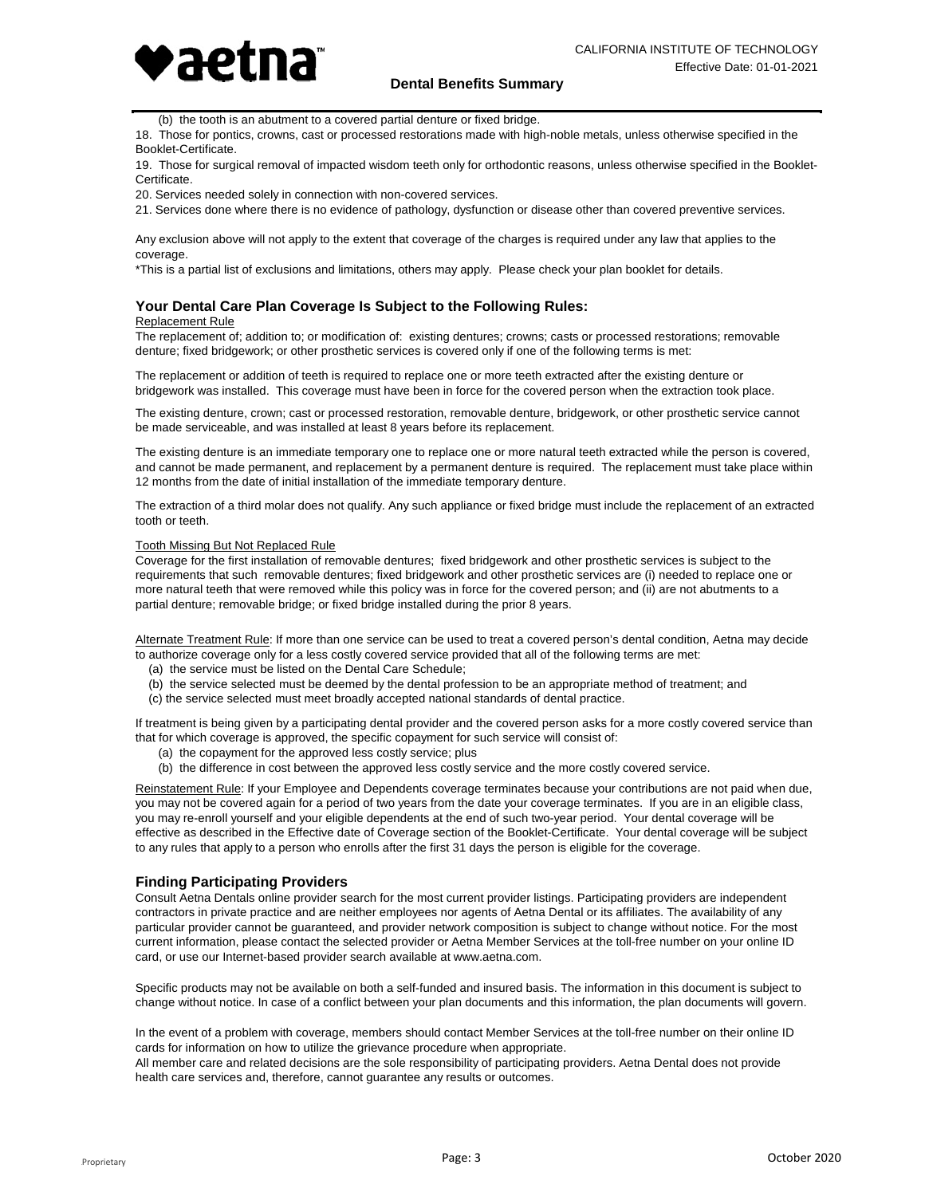(b) the tooth is an abutment to a covered partial denture or fixed bridge.

18. Those for pontics, crowns, cast or processed restorations made with high-noble metals, unless otherwise specified in the Booklet-Certificate.

19. Those for surgical removal of impacted wisdom teeth only for orthodontic reasons, unless otherwise specified in the Booklet-Certificate.

20. Services needed solely in connection with non-covered services.

21. Services done where there is no evidence of pathology, dysfunction or disease other than covered preventive services.

Any exclusion above will not apply to the extent that coverage of the charges is required under any law that applies to the coverage.

*This is a partial list of exclusions and limitations, others may apply. Please check your plan booklet for details.

## Your Dental Care Plan Coverage Is Subject to the Following Rules:

Replacement Rule

The replacement of; addition to; or modification of: existing dentures; crowns; casts or processed restorations; removable denture; fixed bridgework; or other prosthetic services is covered only if one of the following terms is met:

The replacement or addition of teeth is required to replace one or more teeth extracted after the existing denture or bridgework was installed. This coverage must have been in force for the covered person when the extraction took place.

The existing denture, crown; cast or processed restoration, removable denture, bridgework, or other prosthetic service cannot be made serviceable, and was installed at least 8 years before its replacement.

The existing denture is an immediate temporary one to replace one or more natural teeth extracted while the person is covered, and cannot be made permanent, and replacement by a permanent denture is required. The replacement must take place within 12 months from the date of initial installation of the immediate temporary denture.

The extraction of a third molar does not qualify. Any such appliance or fixed bridge must include the replacement of an extracted tooth or teeth.

Tooth Missing But Not Replaced Rule

Coverage for the first installation of removable dentures; fixed bridgework and other prosthetic services is subject to the requirements that such removable dentures; fixed bridgework and other prosthetic services are (i) needed to replace one or more natural teeth that were removed while this policy was in force for the covered person; and (ii) are not abutments to a partial denture; removable bridge; or fixed bridge installed during the prior 8 years.

Alternate Treatment Rule: If more than one service can be used to treat a covered person's dental condition, Aetna may decide to authorize coverage only for a less costly covered service provided that all of the following terms are met:

(a) the service must be listed on the Dental Care Schedule;
(b) the service selected must be deemed by the dental profession to be an appropriate method of treatment; and
(c) the service selected must meet broadly accepted national standards of dental practice.

If treatment is being given by a participating dental provider and the covered person asks for a more costly covered service than that for which coverage is approved, the specific copayment for such service will consist of:

(a) the copayment for the approved less costly service; plus
(b) the difference in cost between the approved less costly service and the more costly covered service.

Reinstatement Rule: If your Employee and Dependents coverage terminates because your contributions are not paid when due, you may not be covered again for a period of two years from the date your coverage terminates. If you are in an eligible class, you may re-enroll yourself and your eligible dependents at the end of such two-year period. Your dental coverage will be effective as described in the Effective date of Coverage section of the Booklet-Certificate. Your dental coverage will be subject to any rules that apply to a person who enrolls after the first 31 days the person is eligible for the coverage.

## Finding Participating Providers

Consult Aetna Dentals online provider search for the most current provider listings. Participating providers are independent contractors in private practice and are neither employees nor agents of Aetna Dental or its affiliates. The availability of any particular provider cannot be guaranteed, and provider network composition is subject to change without notice. For the most current information, please contact the selected provider or Aetna Member Services at the toll-free number on your online ID card, or use our Internet-based provider search available at www.aetna.com.

Specific products may not be available on both a self-funded and insured basis. The information in this document is subject to change without notice. In case of a conflict between your plan documents and this information, the plan documents will govern.

In the event of a problem with coverage, members should contact Member Services at the toll-free number on their online ID cards for information on how to utilize the grievance procedure when appropriate.

All member care and related decisions are the sole responsibility of participating providers. Aetna Dental does not provide health care services and, therefore, cannot guarantee any results or outcomes.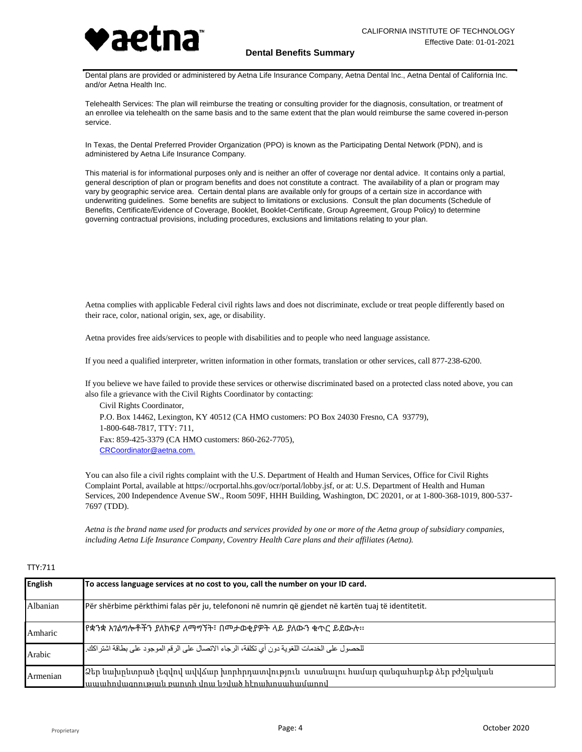Dental plans are provided or administered by Aetna Life Insurance Company, Aetna Dental Inc., Aetna Dental of California Inc. and/or Aetna Health Inc.

Telehealth Services: The plan will reimburse the treating or consulting provider for the diagnosis, consultation, or treatment of an enrollee via telehealth on the same basis and to the same extent that the plan would reimburse the same covered in-person service.

In Texas, the Dental Preferred Provider Organization (PPO) is known as the Participating Dental Network (PDN), and is administered by Aetna Life Insurance Company.

This material is for informational purposes only and is neither an offer of coverage nor dental advice. It contains only a partial, general description of plan or program benefits and does not constitute a contract. The availability of a plan or program may vary by geographic service area. Certain dental plans are available only for groups of a certain size in accordance with underwriting guidelines. Some benefits are subject to limitations or exclusions. Consult the plan documents (Schedule of Benefits, Certificate/Evidence of Coverage, Booklet, Booklet-Certificate, Group Agreement, Group Policy) to determine governing contractual provisions, including procedures, exclusions and limitations relating to your plan.

Aetna complies with applicable Federal civil rights laws and does not discriminate, exclude or treat people differently based on their race, color, national origin, sex, age, or disability.

Aetna provides free aids/services to people with disabilities and to people who need language assistance.

If you need a qualified interpreter, written information in other formats, translation or other services, call 877-238-6200.

If you believe we have failed to provide these services or otherwise discriminated based on a protected class noted above, you can also file a grievance with the Civil Rights Coordinator by contacting:

Civil Rights Coordinator,
P.O. Box 14462, Lexington, KY 40512 (CA HMO customers: PO Box 24030 Fresno, CA 93779),
1-800-648-7817, TTY: 711,
Fax: 859-425-3379 (CA HMO customers: 860-262-7705),
CRCoordinator@aetna.com.

You can also file a civil rights complaint with the U.S. Department of Health and Human Services, Office for Civil Rights Complaint Portal, available at https://ocrportal.hhs.gov/ocr/portal/lobby.jsf, or at: U.S. Department of Health and Human Services, 200 Independence Avenue SW., Room 509F, HHH Building, Washington, DC 20201, or at 1-800-368-1019, 800-537-7697 (TDD).

*Aetna is the brand name used for products and services provided by one or more of the Aetna group of subsidiary companies, including Aetna Life Insurance Company, Coventry Health Care plans and their affiliates (Aetna).*

TTY:711

| **English** | **To access language services at no cost to you, call the number on your ID card.** |
|---|---|
| Albanian | Për shërbime përkthimi falas për ju, telefononi në numrin që gjendet në kartën tuaj të identitetit. |
| Amharic | የቋንቋ አገልግሎቶችን ያለክፍያ ለማግኘት፣ በመታወቂያዎት ላይ ያለውን ቁጥር ይደውሉ። |
| Arabic | للحصول على الخدمات اللغوية دون أي تكلفة، الرجاء الاتصال على الرقم الموجود على بطاقة اشتراكك. |
| Armenian | Ձեր նախընտրած լեզվով անվճար խորհրդատվություն ստանալու համար զանգահարեք ձեր բժշկական ապահովագրության քարտի վրա նշված հեռախոսահամարով |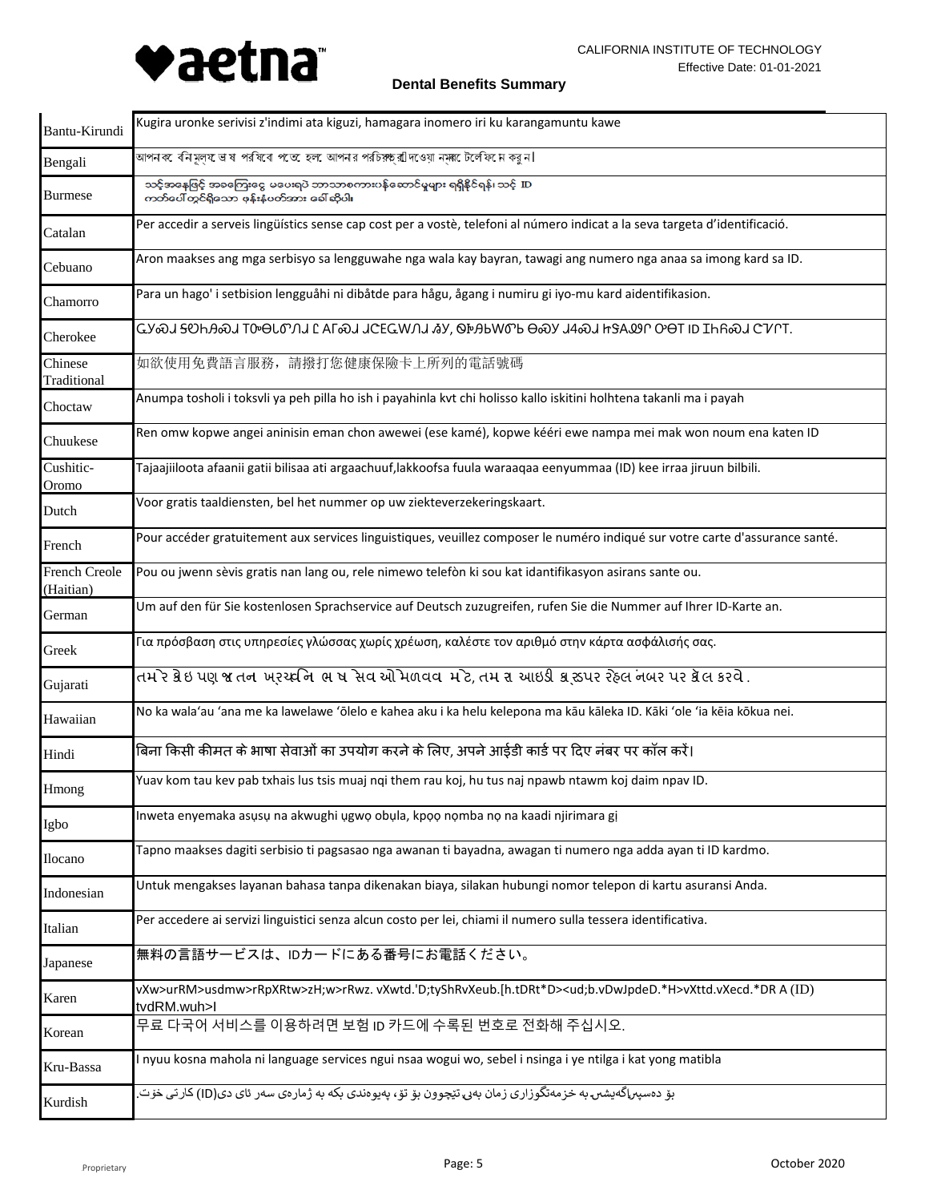| | |
|---|---|
| Bantu-Kirundi | Kugira uronke serivisi z'indimi ata kiguzi, hamagara inomero iri ku karangamuntu kawe |
| Bengali | আপনাকে বিনামূল্যে ভাষা পরিষেবা পেতে হলে আপনার পরিচয়পত্রে দেওয়া নম্বরে টেলিফোন করুন। |
| Burmese | သင့်အနေဖြင့် အခကြေးငွေ မပေးရပဲ ဘာသာစကားပန်ဆောင်မှုများ ရရှိနိုင်ရန်၊ သင့် ID ကတ်ပေါ်တွင်ရှိသော ဖုန်းနံပတ်အား ခေါ်ဆိုပါ။ |
| Catalan | Per accedir a serveis lingüístics sense cap cost per a vostè, telefoni al número indicat a la seva targeta d'identificació. |
| Cebuano | Aron maakses ang mga serbisyo sa lengguwahe nga wala kay bayran, tawagi ang numero nga anaa sa imong kard sa ID. |
| Chamorro | Para un hago' i setbision lengguåhi ni dibåtde para hågu, ågang i numiru gi iyo-mu kard aidentifikasion. |
| Cherokee | ᏩᎩᏍᏗ ᏕᏛᏂᎯᏍᏗ ᎢᏳᏫᏓᏛᏁᏗ Ꮭ ᎪᎱᏍᏗ ᏗᏟᎬᏔᏁᏗ ᏱᎩ, ᏫᏉᎯᏓᏬᏂ ᏫᏍᏛ ᏗᏎᏍᏗ ᏥᏚᎪᏪᏫ ᎤᏫᎢ ID ᏆᏂᏲᏍᏗ ᏣᏤᎵᎢ. |
| Chinese Traditional | 如欲使用免費語言服務，請撥打您健康保險卡上所列的電話號碼 |
| Choctaw | Anumpa tosholi i toksvli ya peh pilla ho ish i payahinla kvt chi holisso kallo iskitini holhtena takanli ma i payah |
| Chuukese | Ren omw kopwe angei aninisin eman chon awewei (ese kamé), kopwe kééri ewe nampa mei mak won noum ena katen ID |
| Cushitic-Oromo | Tajaajiiloota afaanii gatii bilisaa ati argaachuuf,lakkoofsa fuula waraaqaa eenyummaa (ID) kee irraa jiruun bilbili. |
| Dutch | Voor gratis taaldiensten, bel het nummer op uw ziekteverzekeringskaart. |
| French | Pour accéder gratuitement aux services linguistiques, veuillez composer le numéro indiqué sur votre carte d'assurance santé. |
| French Creole (Haitian) | Pou ou jwenn sèvis gratis nan lang ou, rele nimewo telefòn ki sou kat idantifikasyon asirans sante ou. |
| German | Um auf den für Sie kostenlosen Sprachservice auf Deutsch zuzugreifen, rufen Sie die Nummer auf Ihrer ID-Karte an. |
| Greek | Για πρόσβαση στις υπηρεσίες γλώσσας χωρίς χρέωση, καλέστε τον αριθμό στην κάρτα ασφάλισής σας. |
| Gujarati | તમારે કોઇ પણ જાતના ખર્ચ વિના ભાષા સેવાઓ મેળવવા માટે, તમારા આઇડી કાર્ડ પર રહેલ નંબર પર કૉલ કરવો. |
| Hawaiian | No ka wala'au 'ana me ka lawelawe 'ōlelo e kahea aku i ka helu kelepona ma kāu kāleka ID. Kāki 'ole 'ia kēia kōkua nei. |
| Hindi | बिना किसी कीमत के भाषा सेवाओं का उपयोग करने के लिए, अपने आईडी कार्ड पर दिए नंबर पर कॉल करें। |
| Hmong | Yuav kom tau kev pab txhais lus tsis muaj nqi them rau koj, hu tus naj npawb ntawm koj daim npav ID. |
| Igbo | Inweta enyemaka asụsụ na akwughi ụgwọ obụla, kpọọ nọmba nọ na kaadi njirimara gị |
| Ilocano | Tapno maakses dagiti serbisio ti pagsasao nga awanan ti bayadna, awagan ti numero nga adda ayan ti ID kardmo. |
| Indonesian | Untuk mengakses layanan bahasa tanpa dikenakan biaya, silakan hubungi nomor telepon di kartu asuransi Anda. |
| Italian | Per accedere ai servizi linguistici senza alcun costo per lei, chiami il numero sulla tessera identificativa. |
| Japanese | 無料の言語サービスは、IDカードにある番号にお電話ください。 |
| Karen | vXw>urRM>usdmw>rRpXRtw>zH;w>rRwz. vXwtd.'D;tyShRvXeub.[h.tDRt*D><ud;b.vDwJpdeD.*H>vXttd.vXecd.*DR A (ID) tvdRM.wuh>I |
| Korean | 무료 다국어 서비스를 이용하려면 보험 ID 카드에 수록된 번호로 전화해 주십시오. |
| Kru-Bassa | I nyuu kosna mahola ni language services ngui nsaa wogui wo, sebel i nsinga i ye ntilga i kat yong matibla |
| Kurdish | بۆ دەسپێراگەیشتن بە خزمەتگوزاری زمان بەبێ تێچوون بۆ تۆ، پەیوەندی بکە بە ژمارەی سەر ئای دی(ID) کارتی خۆت. |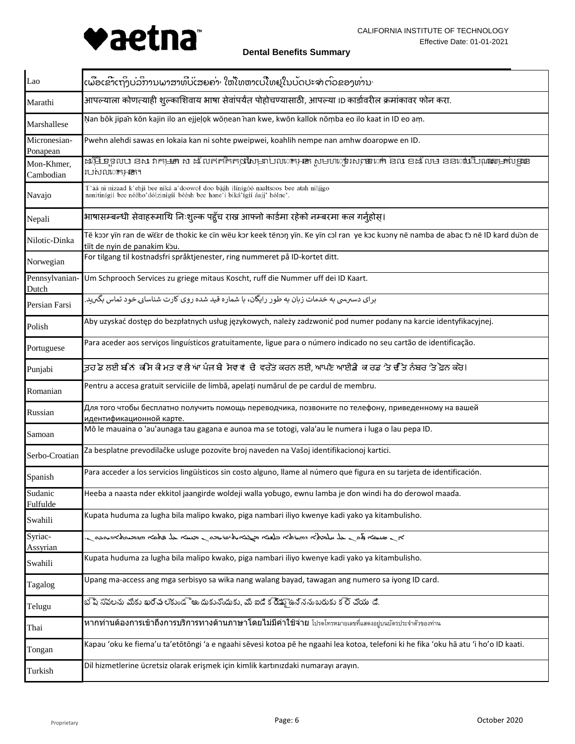CALIFORNIA INSTITUTE OF TECHNOLOGY
Effective Date: 01-01-2021

**Dental Benefits Summary**

| | |
|---|---|
| Lao | ເພື່ອເຂົ້າເຖິງບໍລິການພາສາທີ່ບໍ່ເສຍຄ່າ, ໃຫ້ໂທຫາເບີໂທຢູ່ໃນບັດປະຈໍາຕົວຂອງທ່ານ. |
| Marathi | आपल्याला कोणत्याही शुल्काशिवाय भाषा सेवांपर्यंत पोहोचण्यासाठी, आपल्या ID कार्डावरील क्रमांकावर फोन करा. |
| Marshallese | Ņan bōk jipañ kōn kajin ilo an ejjeļọk wōņean ñan kwe, kwōn kallok nōṃba eo ilo kaat in ID eo aṃ. |
| Micronesian-Ponapean | Pwehn alehdi sawas en lokaia kan ni sohte pweipwei, koahlih nempe nan amhw doaropwe en ID. |
| Mon-Khmer, Cambodian | ដើម្បីទទួលបានសេវាកម្មភាសាដោយឥតគិតថ្លៃ សូមហៅទូរស័ព្ទទៅកាន់លេខដែលមាននៅលើប័ណ្ណសម្គាល់ខ្លួនរបស់លោកអ្នក។ |
| Navajo | T'áá ni nizaad k'ehjí bee niká a'doowoł doo bááh ílínígóó naaltsoos bee atah nílíjgo nanitinígíí bee néého'dólzinígíí béésh bee hane'i biká'ígíí áaji' hólne'. |
| Nepali | भाषासम्बन्धी सेवाहरूमाथि निःशुल्क पहुँच राख्न आफ्नो कार्डमा रहेको नम्बरमा कल गर्नुहोस्। |
| Nilotic-Dinka | Të kɔɔr yïn ran de wëër de thokic ke cïn wëu kɔr keek tënɔŋ yïn. Ke yïn cɔl ran ye kɔc kuɔny në namba de abac tɔ̈ në ID kard duɔ̈n de tïït de nyin de panakim kɔ̈u. |
| Norwegian | For tilgang til kostnadsfri språktjenester, ring nummeret på ID-kortet ditt. |
| Pennsylvanian-Dutch | Um Schprooch Services zu griege mitaus Koscht, ruff die Nummer uff dei ID Kaart. |
| Persian Farsi | برای دسترسی به خدمات زبان به طور رایگان، با شماره قید شده روی کارت شناسایی خود تماس بگیرید. |
| Polish | Aby uzyskać dostęp do bezpłatnych usług językowych, należy zadzwonić pod numer podany na karcie identyfikacyjnej. |
| Portuguese | Para aceder aos serviços linguísticos gratuitamente, ligue para o número indicado no seu cartão de identificação. |
| Punjabi | ਤੁਹਾਡੇ ਲਈ ਬਿਨਾਂ ਕਿਸੇ ਕੀਮਤ ਵਾਲੀਆਂ ਪੰਜਾਬੀ ਸੇਵਾਵਾਂ ਦੀ ਵਰਤੋਂ ਕਰਨ ਲਈ, ਆਪਣੇ ਆਈਡੀ ਕਾਰਡ 'ਤੇ ਦਿੱਤੇ ਨੰਬਰ 'ਤੇ ਫ਼ੋਨ ਕਰੋ। |
| Romanian | Pentru a accesa gratuit serviciile de limbă, apelați numărul de pe cardul de membru. |
| Russian | Для того чтобы бесплатно получить помощь переводчика, позвоните по телефону, приведенному на вашей идентификационной карте. |
| Samoan | Mō le mauaina o 'au'aunaga tau gagana e aunoa ma se totogi, vala'au le numera i luga o lau pepa ID. |
| Serbo-Croatian | Za besplatne prevodilačke usluge pozovite broj naveden na Vašoj identifikacionoj kartici. |
| Spanish | Para acceder a los servicios lingüísticos sin costo alguno, llame al número que figura en su tarjeta de identificación. |
| Sudanic Fulfulde | Heeba a naasta nder ekkitol jaangirde woldeji walla yobugo, ewnu lamba je ɗon windi ha do ɗerowol maaɗa. |
| Swahili | Kupata huduma za lugha bila malipo kwako, piga nambari iliyo kwenye kadi yako ya kitambulisho. |
| Syriac-Assyrian | ܐܢ ܒܥܝܬܐ ܕܗܘܝܐ ܠܟ ܡܫܡܫܢܘܬܐ ܕܠܫܢܐ ܡܓܢܐܝܬ، ܩܪܝ ܠܡܢܝܢܐ ܕܝܠܗ ܥܠ ܟܪܛܐ ܕܗܝܝܘܬܐ ܕܝܠܘܟ. |
| Swahili | Kupata huduma za lugha bila malipo kwako, piga nambari iliyo kwenye kadi yako ya kitambulisho. |
| Tagalog | Upang ma-access ang mga serbisyo sa wika nang walang bayad, tawagan ang numero sa iyong ID card. |
| Telugu | భాష సేవలను మీకు ఖర్చు లేకుండా అందుకునేందుకు, మీ ఐడి కార్డుపై ఉన్న నంబరుకు కాల్ చేయండి. |
| Thai | หากท่านต้องการเข้าถึงการบริการทางด้านภาษาโดยไม่มีค่าใช้จ่าย โปรดโทรหมายเลขที่แสดงอยู่บนบัตรประจำตัวของท่าน |
| Tongan | Kapau 'oku ke fiema'u ta'etōtōngi 'a e ngaahi sēvesi kotoa pē he ngaahi lea kotoa, telefoni ki he fika 'oku hā atu 'i ho'o ID kaati. |
| Turkish | Dil hizmetlerine ücretsiz olarak erişmek için kimlik kartınızdaki numarayı arayın. |

Proprietary

October 2020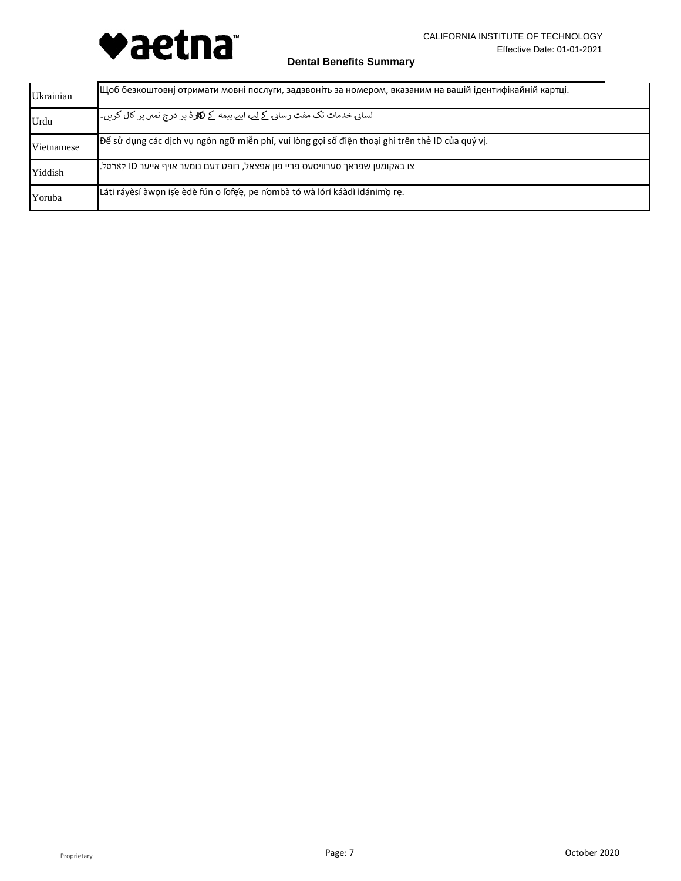| | |
|---|---|
| Ukrainian | Щоб безкоштовнј отримати мовні послуги, задзвоніть за номером, вказаним на вашій ідентифікайній картці. |
| Urdu | لسانی خدمات تک مفت رسائی کے لیے، اپنے بیمہ کے کارڈ پر درج نمبر پر کال کریں۔ |
| Vietnamese | Để sử dụng các dịch vụ ngôn ngữ miễn phí, vui lòng gọi số điện thoại ghi trên thẻ ID của quý vị. |
| Yiddish | צו באקומען שפראך סערוויסעס פריי פון אפצאל, רופט דעם נומער אויף אייער ID קארטל. |
| Yoruba | Láti ráyèsí àwọn iṣẹ́ èdè fún ọ lọ́fẹ̀ẹ́, pe nọ́mbà tó wà lórí káàdì ìdánimọ̀ rẹ. |

Proprietary

October 2020